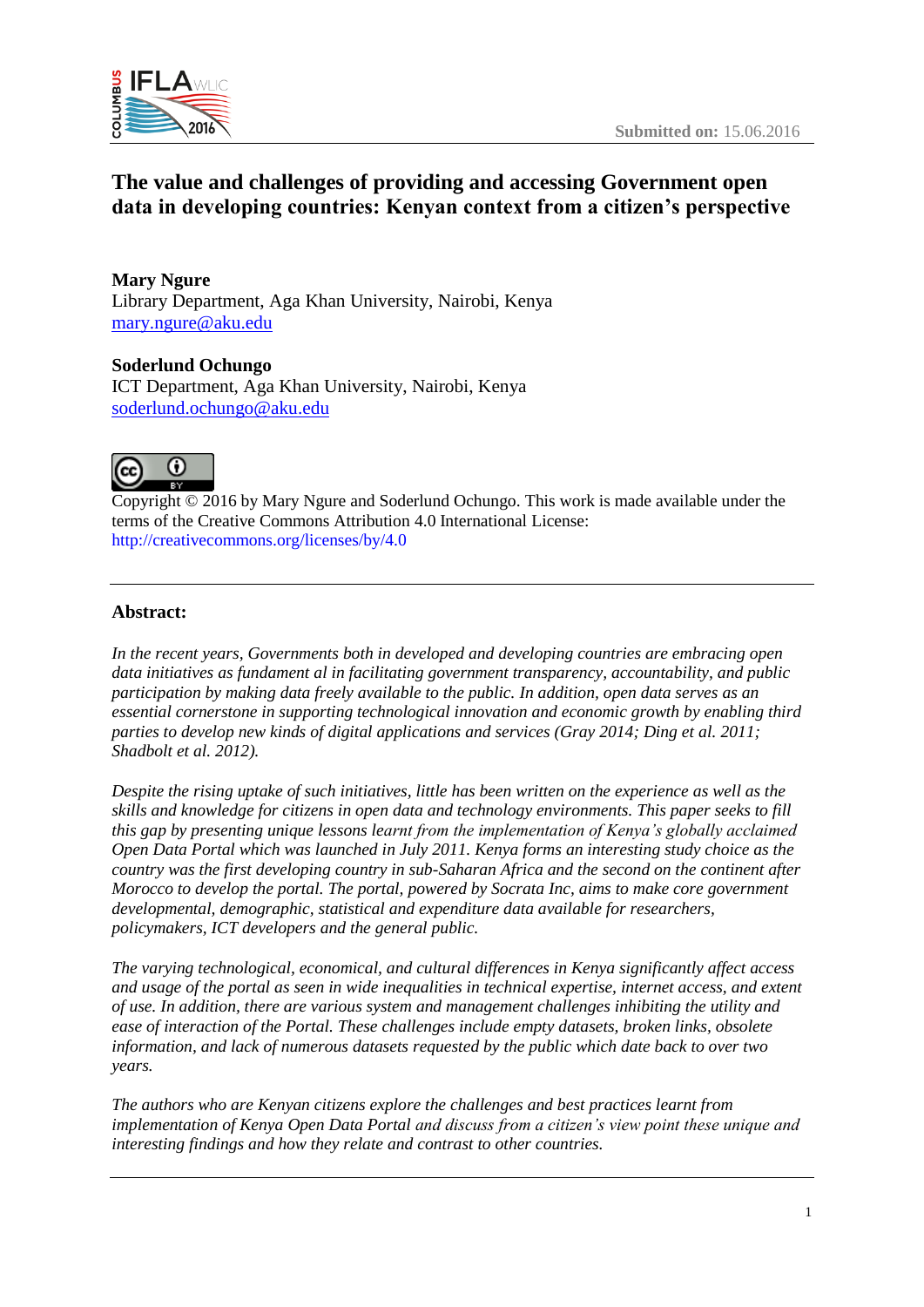Submitted on: 15.06.2016

# The value and challenges of providing and accessing Government open data in developing countries: Kenyan context from a citizen's perspective

**Mary Ngure**
Library Department, Aga Khan University, Nairobi, Kenya
mary.ngure@aku.edu

**Soderlund Ochungo**
ICT Department, Aga Khan University, Nairobi, Kenya
soderlund.ochungo@aku.edu

Copyright © 2016 by Mary Ngure and Soderlund Ochungo. This work is made available under the terms of the Creative Commons Attribution 4.0 International License: http://creativecommons.org/licenses/by/4.0

---

## Abstract:

*In the recent years, Governments both in developed and developing countries are embracing open data initiatives as fundament al in facilitating government transparency, accountability, and public participation by making data freely available to the public. In addition, open data serves as an essential cornerstone in supporting technological innovation and economic growth by enabling third parties to develop new kinds of digital applications and services (Gray 2014; Ding et al. 2011; Shadbolt et al. 2012).*

*Despite the rising uptake of such initiatives, little has been written on the experience as well as the skills and knowledge for citizens in open data and technology environments. This paper seeks to fill this gap by presenting unique lessons learnt from the implementation of Kenya's globally acclaimed Open Data Portal which was launched in July 2011. Kenya forms an interesting study choice as the country was the first developing country in sub-Saharan Africa and the second on the continent after Morocco to develop the portal. The portal, powered by Socrata Inc, aims to make core government developmental, demographic, statistical and expenditure data available for researchers, policymakers, ICT developers and the general public.*

*The varying technological, economical, and cultural differences in Kenya significantly affect access and usage of the portal as seen in wide inequalities in technical expertise, internet access, and extent of use. In addition, there are various system and management challenges inhibiting the utility and ease of interaction of the Portal. These challenges include empty datasets, broken links, obsolete information, and lack of numerous datasets requested by the public which date back to over two years.*

*The authors who are Kenyan citizens explore the challenges and best practices learnt from implementation of Kenya Open Data Portal and discuss from a citizen's view point these unique and interesting findings and how they relate and contrast to other countries.*

---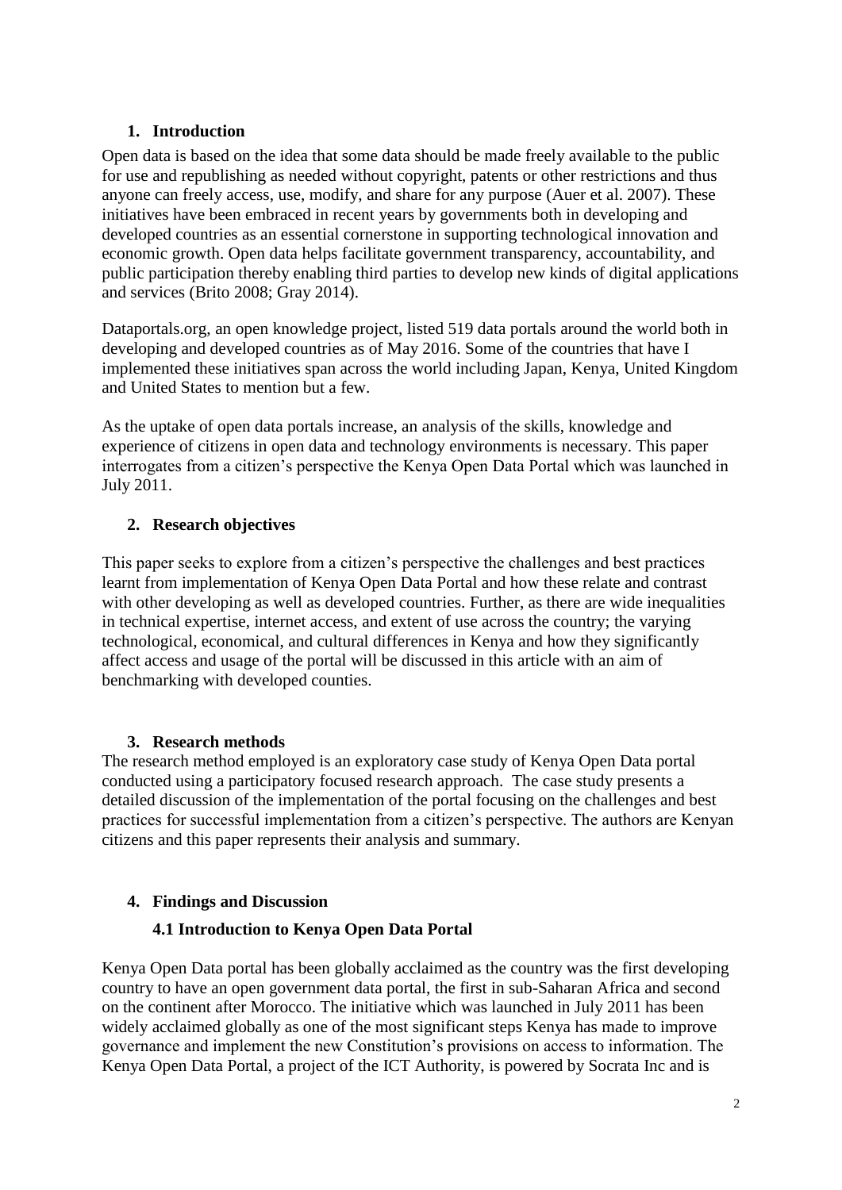## 1. Introduction

Open data is based on the idea that some data should be made freely available to the public for use and republishing as needed without copyright, patents or other restrictions and thus anyone can freely access, use, modify, and share for any purpose (Auer et al. 2007). These initiatives have been embraced in recent years by governments both in developing and developed countries as an essential cornerstone in supporting technological innovation and economic growth. Open data helps facilitate government transparency, accountability, and public participation thereby enabling third parties to develop new kinds of digital applications and services (Brito 2008; Gray 2014).

Dataportals.org, an open knowledge project, listed 519 data portals around the world both in developing and developed countries as of May 2016. Some of the countries that have I implemented these initiatives span across the world including Japan, Kenya, United Kingdom and United States to mention but a few.

As the uptake of open data portals increase, an analysis of the skills, knowledge and experience of citizens in open data and technology environments is necessary. This paper interrogates from a citizen's perspective the Kenya Open Data Portal which was launched in July 2011.

## 2. Research objectives

This paper seeks to explore from a citizen's perspective the challenges and best practices learnt from implementation of Kenya Open Data Portal and how these relate and contrast with other developing as well as developed countries. Further, as there are wide inequalities in technical expertise, internet access, and extent of use across the country; the varying technological, economical, and cultural differences in Kenya and how they significantly affect access and usage of the portal will be discussed in this article with an aim of benchmarking with developed counties.

## 3. Research methods

The research method employed is an exploratory case study of Kenya Open Data portal conducted using a participatory focused research approach. The case study presents a detailed discussion of the implementation of the portal focusing on the challenges and best practices for successful implementation from a citizen's perspective. The authors are Kenyan citizens and this paper represents their analysis and summary.

## 4. Findings and Discussion

### 4.1 Introduction to Kenya Open Data Portal

Kenya Open Data portal has been globally acclaimed as the country was the first developing country to have an open government data portal, the first in sub-Saharan Africa and second on the continent after Morocco. The initiative which was launched in July 2011 has been widely acclaimed globally as one of the most significant steps Kenya has made to improve governance and implement the new Constitution's provisions on access to information. The Kenya Open Data Portal, a project of the ICT Authority, is powered by Socrata Inc and is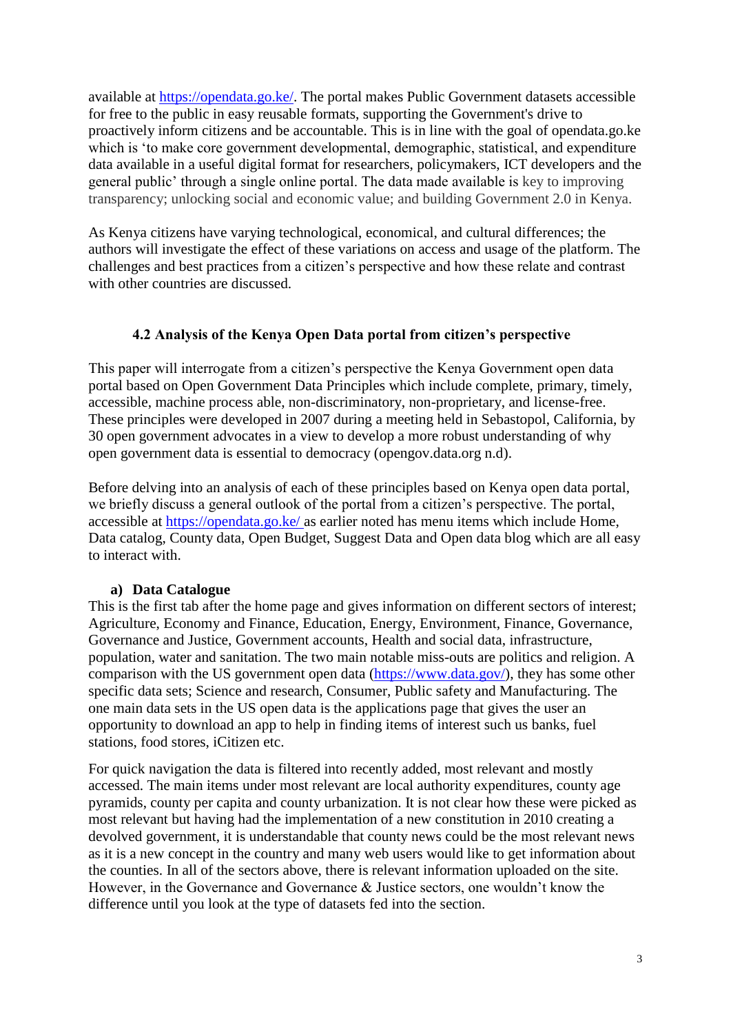available at https://opendata.go.ke/. The portal makes Public Government datasets accessible for free to the public in easy reusable formats, supporting the Government's drive to proactively inform citizens and be accountable. This is in line with the goal of opendata.go.ke which is 'to make core government developmental, demographic, statistical, and expenditure data available in a useful digital format for researchers, policymakers, ICT developers and the general public' through a single online portal. The data made available is key to improving transparency; unlocking social and economic value; and building Government 2.0 in Kenya.

As Kenya citizens have varying technological, economical, and cultural differences; the authors will investigate the effect of these variations on access and usage of the platform. The challenges and best practices from a citizen's perspective and how these relate and contrast with other countries are discussed.

### 4.2 Analysis of the Kenya Open Data portal from citizen's perspective

This paper will interrogate from a citizen's perspective the Kenya Government open data portal based on Open Government Data Principles which include complete, primary, timely, accessible, machine process able, non-discriminatory, non-proprietary, and license-free. These principles were developed in 2007 during a meeting held in Sebastopol, California, by 30 open government advocates in a view to develop a more robust understanding of why open government data is essential to democracy (opengov.data.org n.d).

Before delving into an analysis of each of these principles based on Kenya open data portal, we briefly discuss a general outlook of the portal from a citizen's perspective. The portal, accessible at https://opendata.go.ke/ as earlier noted has menu items which include Home, Data catalog, County data, Open Budget, Suggest Data and Open data blog which are all easy to interact with.

**a) Data Catalogue**

This is the first tab after the home page and gives information on different sectors of interest; Agriculture, Economy and Finance, Education, Energy, Environment, Finance, Governance, Governance and Justice, Government accounts, Health and social data, infrastructure, population, water and sanitation. The two main notable miss-outs are politics and religion. A comparison with the US government open data (https://www.data.gov/), they has some other specific data sets; Science and research, Consumer, Public safety and Manufacturing. The one main data sets in the US open data is the applications page that gives the user an opportunity to download an app to help in finding items of interest such us banks, fuel stations, food stores, iCitizen etc.

For quick navigation the data is filtered into recently added, most relevant and mostly accessed. The main items under most relevant are local authority expenditures, county age pyramids, county per capita and county urbanization. It is not clear how these were picked as most relevant but having had the implementation of a new constitution in 2010 creating a devolved government, it is understandable that county news could be the most relevant news as it is a new concept in the country and many web users would like to get information about the counties. In all of the sectors above, there is relevant information uploaded on the site. However, in the Governance and Governance & Justice sectors, one wouldn't know the difference until you look at the type of datasets fed into the section.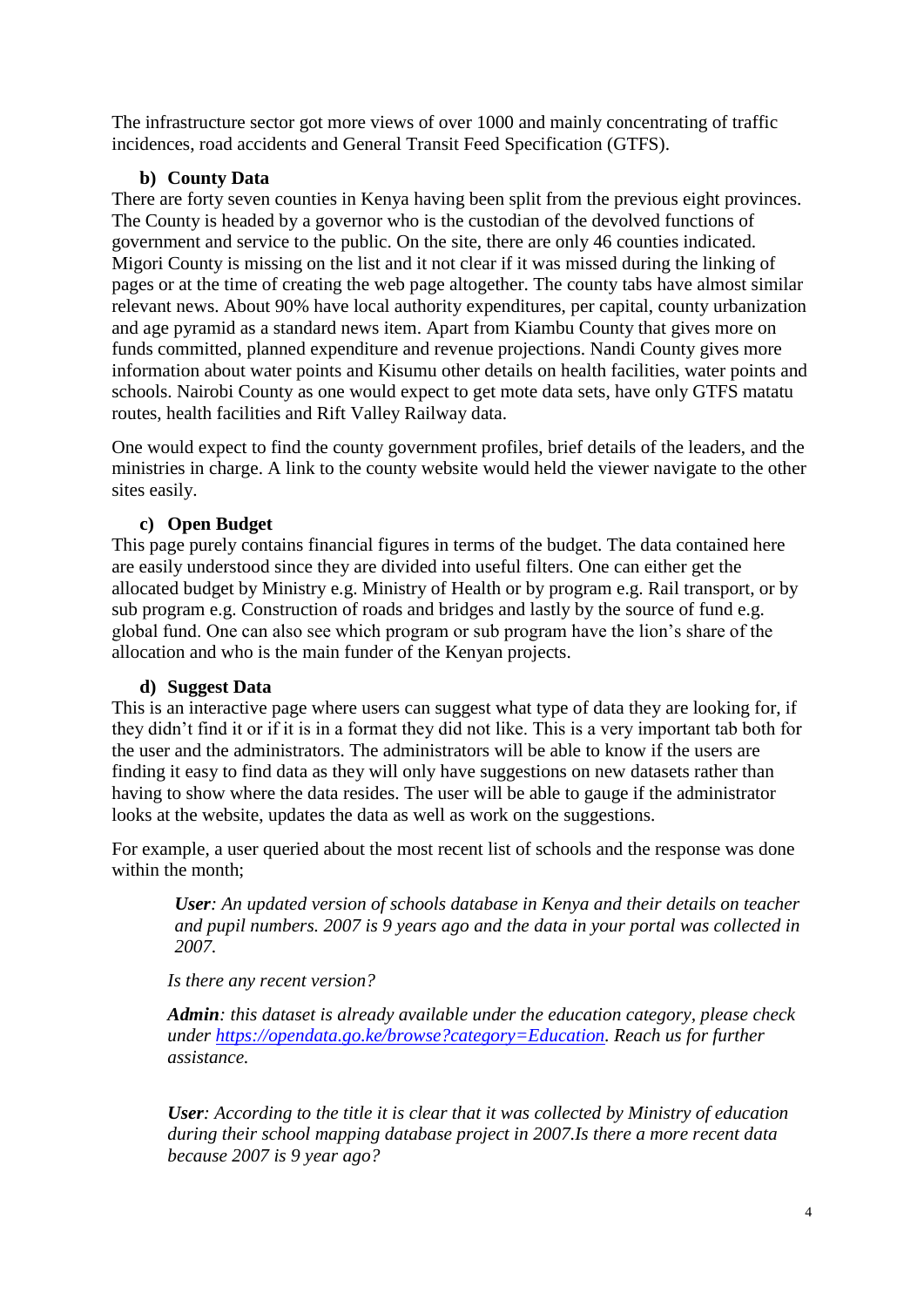The infrastructure sector got more views of over 1000 and mainly concentrating of traffic incidences, road accidents and General Transit Feed Specification (GTFS).

### b) County Data

There are forty seven counties in Kenya having been split from the previous eight provinces. The County is headed by a governor who is the custodian of the devolved functions of government and service to the public. On the site, there are only 46 counties indicated. Migori County is missing on the list and it not clear if it was missed during the linking of pages or at the time of creating the web page altogether. The county tabs have almost similar relevant news. About 90% have local authority expenditures, per capital, county urbanization and age pyramid as a standard news item. Apart from Kiambu County that gives more on funds committed, planned expenditure and revenue projections. Nandi County gives more information about water points and Kisumu other details on health facilities, water points and schools. Nairobi County as one would expect to get mote data sets, have only GTFS matatu routes, health facilities and Rift Valley Railway data.

One would expect to find the county government profiles, brief details of the leaders, and the ministries in charge. A link to the county website would held the viewer navigate to the other sites easily.

### c) Open Budget

This page purely contains financial figures in terms of the budget. The data contained here are easily understood since they are divided into useful filters. One can either get the allocated budget by Ministry e.g. Ministry of Health or by program e.g. Rail transport, or by sub program e.g. Construction of roads and bridges and lastly by the source of fund e.g. global fund. One can also see which program or sub program have the lion's share of the allocation and who is the main funder of the Kenyan projects.

### d) Suggest Data

This is an interactive page where users can suggest what type of data they are looking for, if they didn't find it or if it is in a format they did not like. This is a very important tab both for the user and the administrators. The administrators will be able to know if the users are finding it easy to find data as they will only have suggestions on new datasets rather than having to show where the data resides. The user will be able to gauge if the administrator looks at the website, updates the data as well as work on the suggestions.

For example, a user queried about the most recent list of schools and the response was done within the month;

> ***User****: An updated version of schools database in Kenya and their details on teacher and pupil numbers. 2007 is 9 years ago and the data in your portal was collected in 2007.*
>
> *Is there any recent version?*
>
> ***Admin****: this dataset is already available under the education category, please check under [https://opendata.go.ke/browse?category=Education](https://opendata.go.ke/browse?category=Education). Reach us for further assistance.*
>
> ***User****: According to the title it is clear that it was collected by Ministry of education during their school mapping database project in 2007.Is there a more recent data because 2007 is 9 year ago?*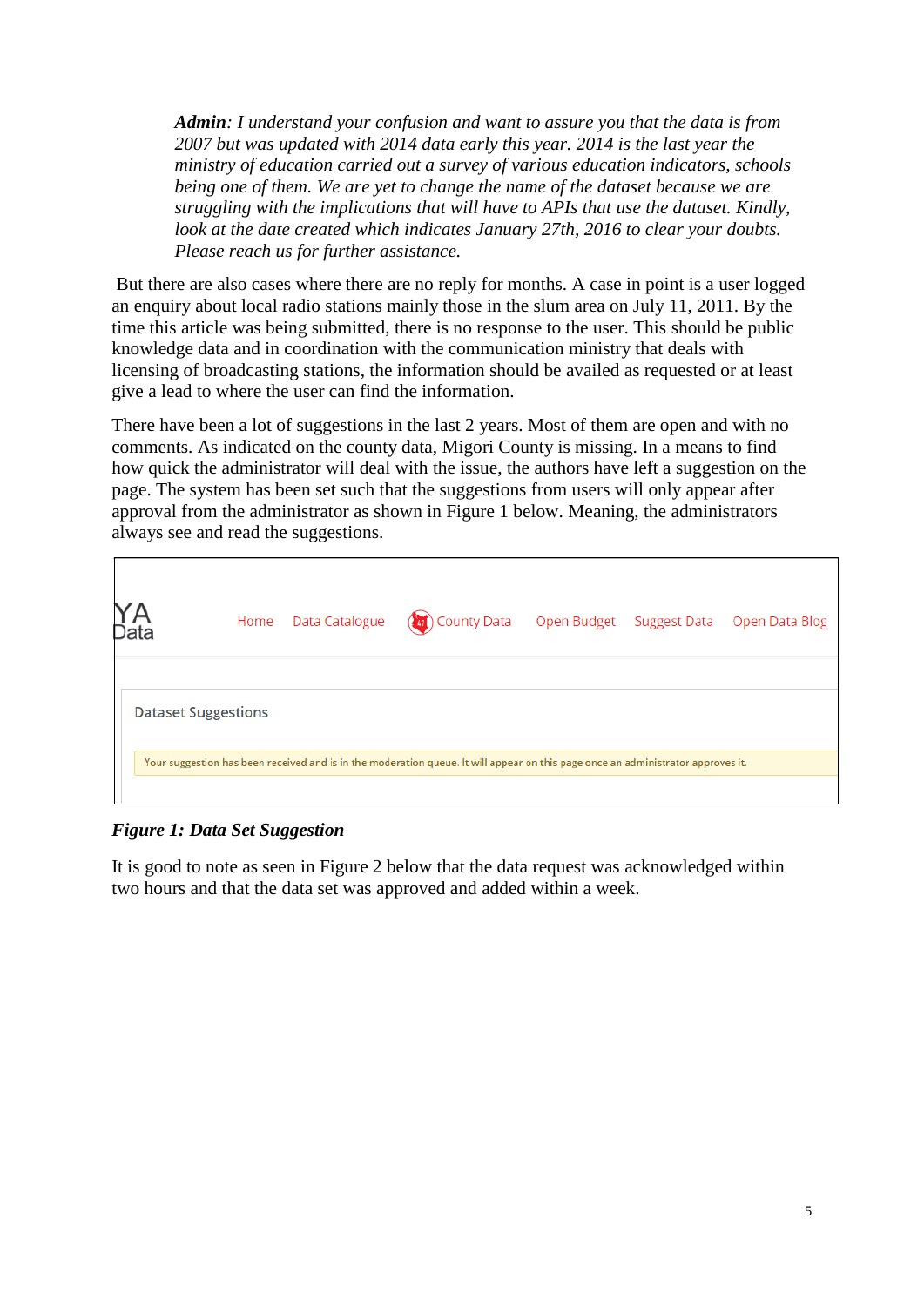> ***Admin***: *I understand your confusion and want to assure you that the data is from 2007 but was updated with 2014 data early this year. 2014 is the last year the ministry of education carried out a survey of various education indicators, schools being one of them. We are yet to change the name of the dataset because we are struggling with the implications that will have to APIs that use the dataset. Kindly, look at the date created which indicates January 27th, 2016 to clear your doubts. Please reach us for further assistance.*

But there are also cases where there are no reply for months. A case in point is a user logged an enquiry about local radio stations mainly those in the slum area on July 11, 2011. By the time this article was being submitted, there is no response to the user. This should be public knowledge data and in coordination with the communication ministry that deals with licensing of broadcasting stations, the information should be availed as requested or at least give a lead to where the user can find the information.

There have been a lot of suggestions in the last 2 years. Most of them are open and with no comments. As indicated on the county data, Migori County is missing. In a means to find how quick the administrator will deal with the issue, the authors have left a suggestion on the page. The system has been set such that the suggestions from users will only appear after approval from the administrator as shown in Figure 1 below. Meaning, the administrators always see and read the suggestions.

YA Data | Home | Data Catalogue | County Data | Open Budget | Suggest Data | Open Data Blog

Dataset Suggestions

Your suggestion has been received and is in the moderation queue. It will appear on this page once an administrator approves it.

***Figure 1: Data Set Suggestion***

It is good to note as seen in Figure 2 below that the data request was acknowledged within two hours and that the data set was approved and added within a week.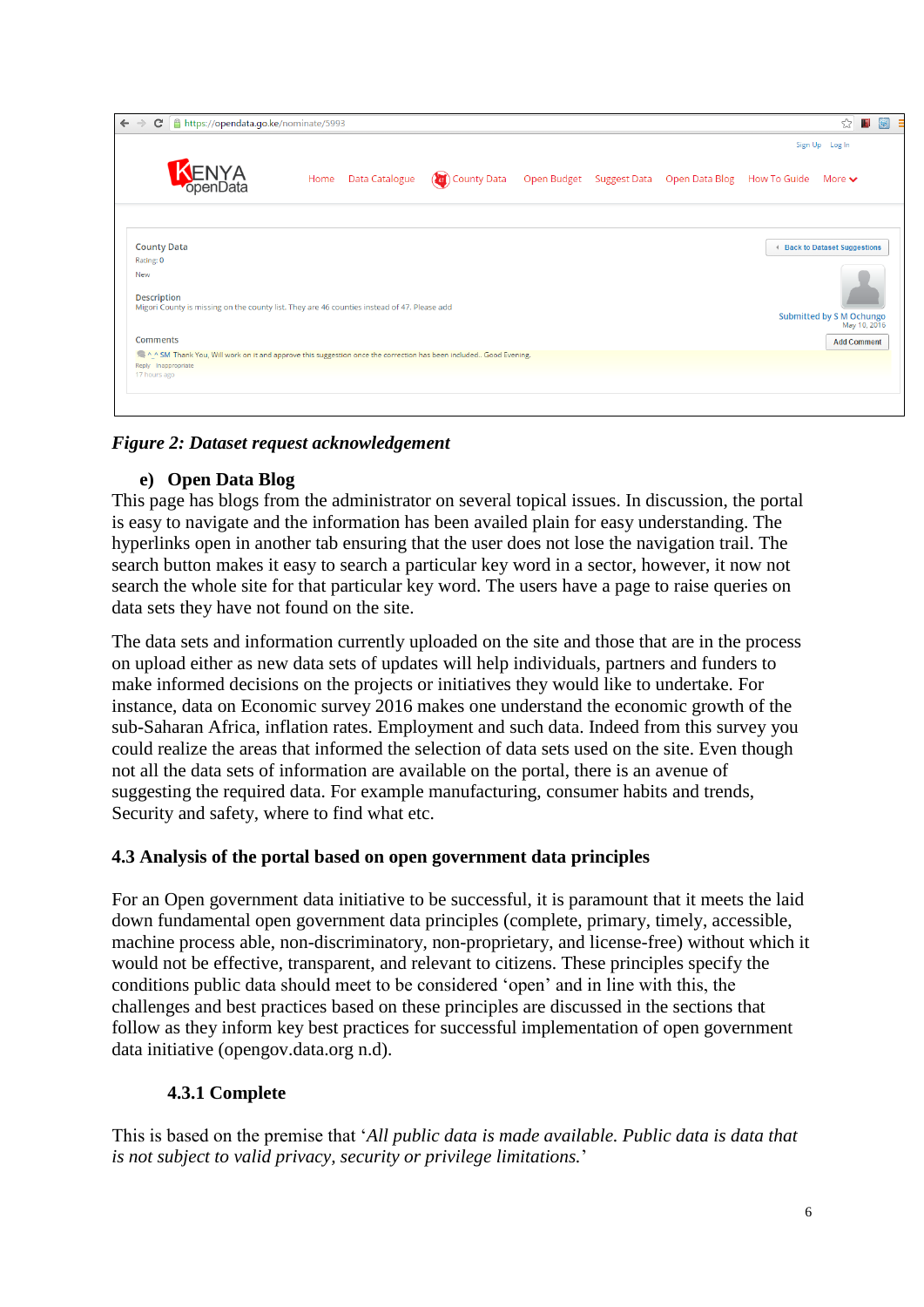*Figure 2: Dataset request acknowledgement*

**e) Open Data Blog**

This page has blogs from the administrator on several topical issues. In discussion, the portal is easy to navigate and the information has been availed plain for easy understanding. The hyperlinks open in another tab ensuring that the user does not lose the navigation trail. The search button makes it easy to search a particular key word in a sector, however, it now not search the whole site for that particular key word. The users have a page to raise queries on data sets they have not found on the site.

The data sets and information currently uploaded on the site and those that are in the process on upload either as new data sets of updates will help individuals, partners and funders to make informed decisions on the projects or initiatives they would like to undertake. For instance, data on Economic survey 2016 makes one understand the economic growth of the sub-Saharan Africa, inflation rates. Employment and such data. Indeed from this survey you could realize the areas that informed the selection of data sets used on the site. Even though not all the data sets of information are available on the portal, there is an avenue of suggesting the required data. For example manufacturing, consumer habits and trends, Security and safety, where to find what etc.

## 4.3 Analysis of the portal based on open government data principles

For an Open government data initiative to be successful, it is paramount that it meets the laid down fundamental open government data principles (complete, primary, timely, accessible, machine process able, non-discriminatory, non-proprietary, and license-free) without which it would not be effective, transparent, and relevant to citizens. These principles specify the conditions public data should meet to be considered 'open' and in line with this, the challenges and best practices based on these principles are discussed in the sections that follow as they inform key best practices for successful implementation of open government data initiative (opengov.data.org n.d).

### 4.3.1 Complete

This is based on the premise that '*All public data is made available. Public data is data that is not subject to valid privacy, security or privilege limitations.*'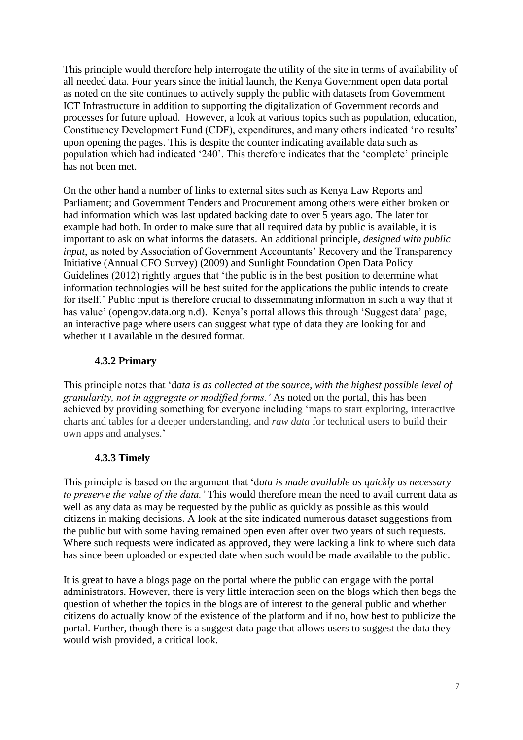This principle would therefore help interrogate the utility of the site in terms of availability of all needed data. Four years since the initial launch, the Kenya Government open data portal as noted on the site continues to actively supply the public with datasets from Government ICT Infrastructure in addition to supporting the digitalization of Government records and processes for future upload. However, a look at various topics such as population, education, Constituency Development Fund (CDF), expenditures, and many others indicated 'no results' upon opening the pages. This is despite the counter indicating available data such as population which had indicated '240'. This therefore indicates that the 'complete' principle has not been met.

On the other hand a number of links to external sites such as Kenya Law Reports and Parliament; and Government Tenders and Procurement among others were either broken or had information which was last updated backing date to over 5 years ago. The later for example had both. In order to make sure that all required data by public is available, it is important to ask on what informs the datasets. An additional principle, *designed with public input*, as noted by Association of Government Accountants' Recovery and the Transparency Initiative (Annual CFO Survey) (2009) and Sunlight Foundation Open Data Policy Guidelines (2012) rightly argues that 'the public is in the best position to determine what information technologies will be best suited for the applications the public intends to create for itself.' Public input is therefore crucial to disseminating information in such a way that it has value' (opengov.data.org n.d). Kenya's portal allows this through 'Suggest data' page, an interactive page where users can suggest what type of data they are looking for and whether it I available in the desired format.

### 4.3.2 Primary

This principle notes that 'd*ata is as collected at the source, with the highest possible level of granularity, not in aggregate or modified forms.'* As noted on the portal, this has been achieved by providing something for everyone including 'maps to start exploring, interactive charts and tables for a deeper understanding, and *raw data* for technical users to build their own apps and analyses.'

### 4.3.3 Timely

This principle is based on the argument that 'd*ata is made available as quickly as necessary to preserve the value of the data.'* This would therefore mean the need to avail current data as well as any data as may be requested by the public as quickly as possible as this would citizens in making decisions. A look at the site indicated numerous dataset suggestions from the public but with some having remained open even after over two years of such requests. Where such requests were indicated as approved, they were lacking a link to where such data has since been uploaded or expected date when such would be made available to the public.

It is great to have a blogs page on the portal where the public can engage with the portal administrators. However, there is very little interaction seen on the blogs which then begs the question of whether the topics in the blogs are of interest to the general public and whether citizens do actually know of the existence of the platform and if no, how best to publicize the portal. Further, though there is a suggest data page that allows users to suggest the data they would wish provided, a critical look.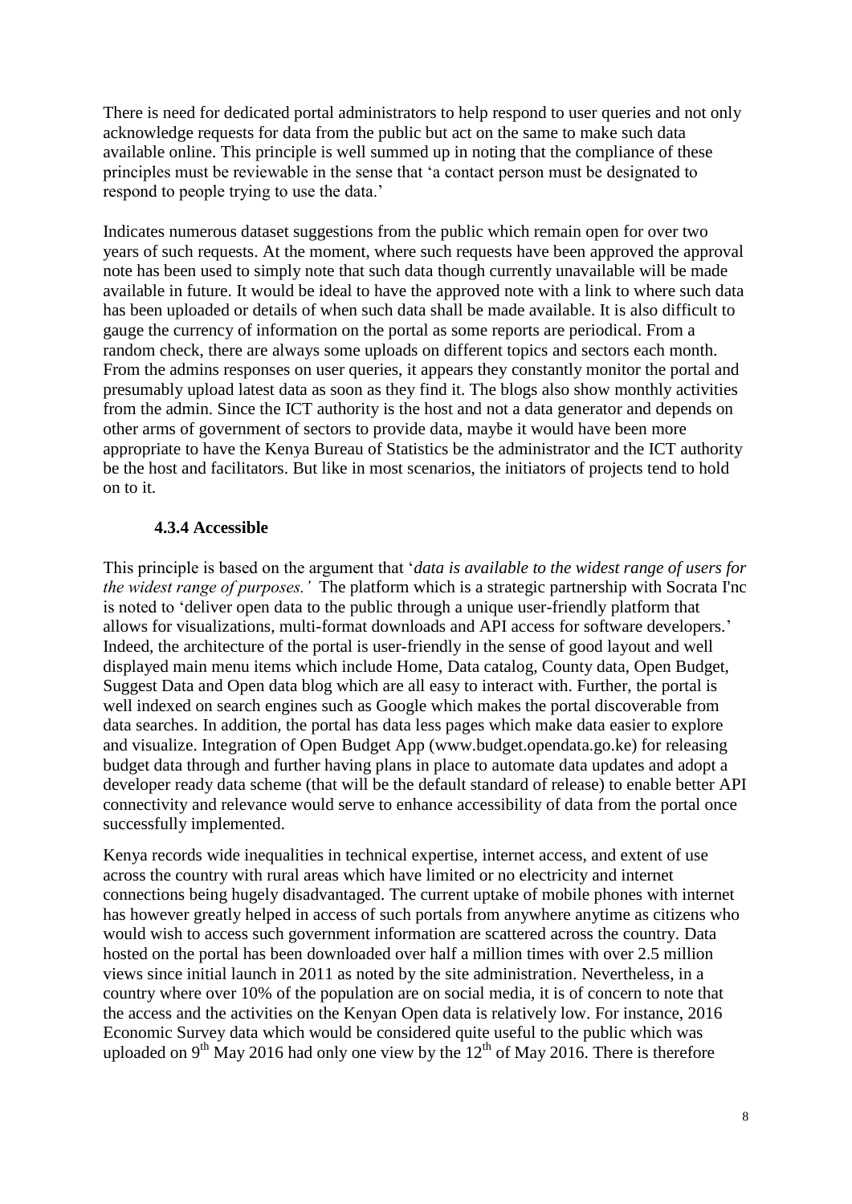There is need for dedicated portal administrators to help respond to user queries and not only acknowledge requests for data from the public but act on the same to make such data available online. This principle is well summed up in noting that the compliance of these principles must be reviewable in the sense that 'a contact person must be designated to respond to people trying to use the data.'

Indicates numerous dataset suggestions from the public which remain open for over two years of such requests. At the moment, where such requests have been approved the approval note has been used to simply note that such data though currently unavailable will be made available in future. It would be ideal to have the approved note with a link to where such data has been uploaded or details of when such data shall be made available. It is also difficult to gauge the currency of information on the portal as some reports are periodical. From a random check, there are always some uploads on different topics and sectors each month. From the admins responses on user queries, it appears they constantly monitor the portal and presumably upload latest data as soon as they find it. The blogs also show monthly activities from the admin. Since the ICT authority is the host and not a data generator and depends on other arms of government of sectors to provide data, maybe it would have been more appropriate to have the Kenya Bureau of Statistics be the administrator and the ICT authority be the host and facilitators. But like in most scenarios, the initiators of projects tend to hold on to it.

### 4.3.4 Accessible

This principle is based on the argument that '*data is available to the widest range of users for the widest range of purposes.'* The platform which is a strategic partnership with Socrata I'nc is noted to 'deliver open data to the public through a unique user-friendly platform that allows for visualizations, multi-format downloads and API access for software developers.' Indeed, the architecture of the portal is user-friendly in the sense of good layout and well displayed main menu items which include Home, Data catalog, County data, Open Budget, Suggest Data and Open data blog which are all easy to interact with. Further, the portal is well indexed on search engines such as Google which makes the portal discoverable from data searches. In addition, the portal has data less pages which make data easier to explore and visualize. Integration of Open Budget App (www.budget.opendata.go.ke) for releasing budget data through and further having plans in place to automate data updates and adopt a developer ready data scheme (that will be the default standard of release) to enable better API connectivity and relevance would serve to enhance accessibility of data from the portal once successfully implemented.

Kenya records wide inequalities in technical expertise, internet access, and extent of use across the country with rural areas which have limited or no electricity and internet connections being hugely disadvantaged. The current uptake of mobile phones with internet has however greatly helped in access of such portals from anywhere anytime as citizens who would wish to access such government information are scattered across the country. Data hosted on the portal has been downloaded over half a million times with over 2.5 million views since initial launch in 2011 as noted by the site administration. Nevertheless, in a country where over 10% of the population are on social media, it is of concern to note that the access and the activities on the Kenyan Open data is relatively low. For instance, 2016 Economic Survey data which would be considered quite useful to the public which was uploaded on 9th May 2016 had only one view by the 12th of May 2016. There is therefore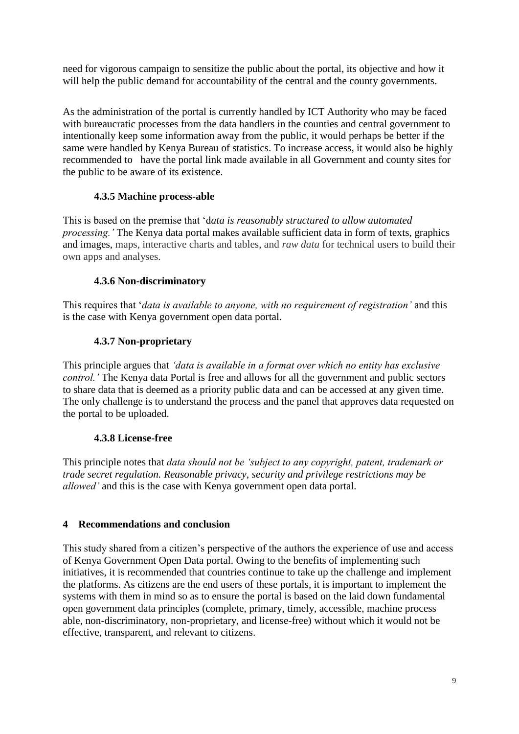need for vigorous campaign to sensitize the public about the portal, its objective and how it will help the public demand for accountability of the central and the county governments.

As the administration of the portal is currently handled by ICT Authority who may be faced with bureaucratic processes from the data handlers in the counties and central government to intentionally keep some information away from the public, it would perhaps be better if the same were handled by Kenya Bureau of statistics. To increase access, it would also be highly recommended to have the portal link made available in all Government and county sites for the public to be aware of its existence.

### 4.3.5 Machine process-able

This is based on the premise that 'd*ata is reasonably structured to allow automated processing.'* The Kenya data portal makes available sufficient data in form of texts, graphics and images, maps, interactive charts and tables, and *raw data* for technical users to build their own apps and analyses.

### 4.3.6 Non-discriminatory

This requires that '*data is available to anyone, with no requirement of registration'* and this is the case with Kenya government open data portal.

### 4.3.7 Non-proprietary

This principle argues that *'data is available in a format over which no entity has exclusive control.'* The Kenya data Portal is free and allows for all the government and public sectors to share data that is deemed as a priority public data and can be accessed at any given time. The only challenge is to understand the process and the panel that approves data requested on the portal to be uploaded.

### 4.3.8 License-free

This principle notes that *data should not be 'subject to any copyright, patent, trademark or trade secret regulation. Reasonable privacy, security and privilege restrictions may be allowed'* and this is the case with Kenya government open data portal.

## 4 Recommendations and conclusion

This study shared from a citizen's perspective of the authors the experience of use and access of Kenya Government Open Data portal. Owing to the benefits of implementing such initiatives, it is recommended that countries continue to take up the challenge and implement the platforms. As citizens are the end users of these portals, it is important to implement the systems with them in mind so as to ensure the portal is based on the laid down fundamental open government data principles (complete, primary, timely, accessible, machine process able, non-discriminatory, non-proprietary, and license-free) without which it would not be effective, transparent, and relevant to citizens.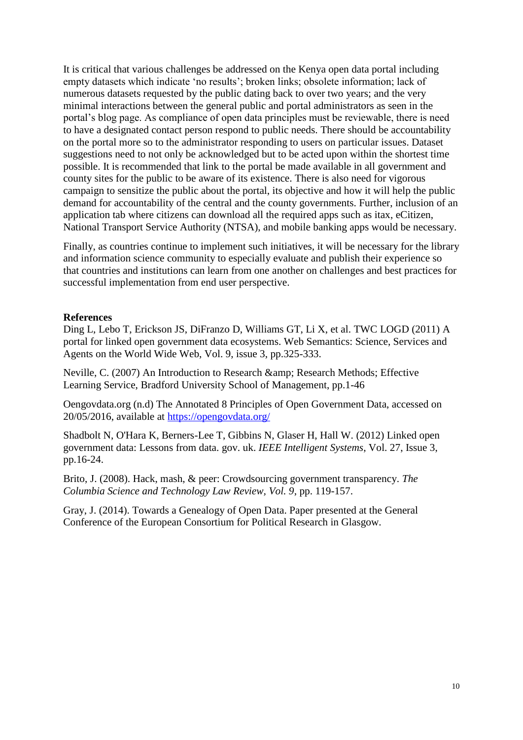It is critical that various challenges be addressed on the Kenya open data portal including empty datasets which indicate 'no results'; broken links; obsolete information; lack of numerous datasets requested by the public dating back to over two years; and the very minimal interactions between the general public and portal administrators as seen in the portal's blog page. As compliance of open data principles must be reviewable, there is need to have a designated contact person respond to public needs. There should be accountability on the portal more so to the administrator responding to users on particular issues. Dataset suggestions need to not only be acknowledged but to be acted upon within the shortest time possible. It is recommended that link to the portal be made available in all government and county sites for the public to be aware of its existence. There is also need for vigorous campaign to sensitize the public about the portal, its objective and how it will help the public demand for accountability of the central and the county governments. Further, inclusion of an application tab where citizens can download all the required apps such as itax, eCitizen, National Transport Service Authority (NTSA), and mobile banking apps would be necessary.

Finally, as countries continue to implement such initiatives, it will be necessary for the library and information science community to especially evaluate and publish their experience so that countries and institutions can learn from one another on challenges and best practices for successful implementation from end user perspective.

**References**

Ding L, Lebo T, Erickson JS, DiFranzo D, Williams GT, Li X, et al. TWC LOGD (2011) A portal for linked open government data ecosystems. Web Semantics: Science, Services and Agents on the World Wide Web, Vol. 9, issue 3, pp.325-333.

Neville, C. (2007) An Introduction to Research &amp; Research Methods; Effective Learning Service, Bradford University School of Management, pp.1-46

Oengovdata.org (n.d) The Annotated 8 Principles of Open Government Data, accessed on 20/05/2016, available at https://opengovdata.org/

Shadbolt N, O'Hara K, Berners-Lee T, Gibbins N, Glaser H, Hall W. (2012) Linked open government data: Lessons from data. gov. uk. *IEEE Intelligent Systems*, Vol. 27, Issue 3, pp.16-24.

Brito, J. (2008). Hack, mash, & peer: Crowdsourcing government transparency. *The Columbia Science and Technology Law Review, Vol. 9*, pp. 119-157.

Gray, J. (2014). Towards a Genealogy of Open Data. Paper presented at the General Conference of the European Consortium for Political Research in Glasgow.